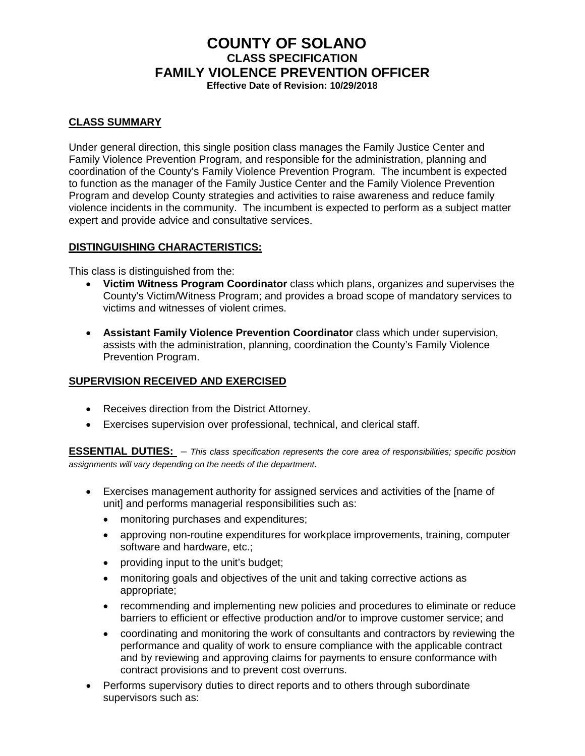# COUNTY OF SOLANO

## CLASS SPECIFICATION

## FAMILY VIOLENCE PREVENTION OFFICER

**Effective Date of Revision: 10/29/2018**

### CLASS SUMMARY

Under general direction, this single position class manages the Family Justice Center and Family Violence Prevention Program, and responsible for the administration, planning and coordination of the County's Family Violence Prevention Program. The incumbent is expected to function as the manager of the Family Justice Center and the Family Violence Prevention Program and develop County strategies and activities to raise awareness and reduce family violence incidents in the community. The incumbent is expected to perform as a subject matter expert and provide advice and consultative services.

### DISTINGUISHING CHARACTERISTICS:

This class is distinguished from the:

- **Victim Witness Program Coordinator** class which plans, organizes and supervises the County's Victim/Witness Program; and provides a broad scope of mandatory services to victims and witnesses of violent crimes.
- **Assistant Family Violence Prevention Coordinator** class which under supervision, assists with the administration, planning, coordination the County's Family Violence Prevention Program.

### SUPERVISION RECEIVED AND EXERCISED

- Receives direction from the District Attorney.
- Exercises supervision over professional, technical, and clerical staff.

**ESSENTIAL DUTIES:** – *This class specification represents the core area of responsibilities; specific position assignments will vary depending on the needs of the department.*

- Exercises management authority for assigned services and activities of the [name of unit] and performs managerial responsibilities such as:
  - monitoring purchases and expenditures;
  - approving non-routine expenditures for workplace improvements, training, computer software and hardware, etc.;
  - providing input to the unit's budget;
  - monitoring goals and objectives of the unit and taking corrective actions as appropriate;
  - recommending and implementing new policies and procedures to eliminate or reduce barriers to efficient or effective production and/or to improve customer service; and
  - coordinating and monitoring the work of consultants and contractors by reviewing the performance and quality of work to ensure compliance with the applicable contract and by reviewing and approving claims for payments to ensure conformance with contract provisions and to prevent cost overruns.
- Performs supervisory duties to direct reports and to others through subordinate supervisors such as: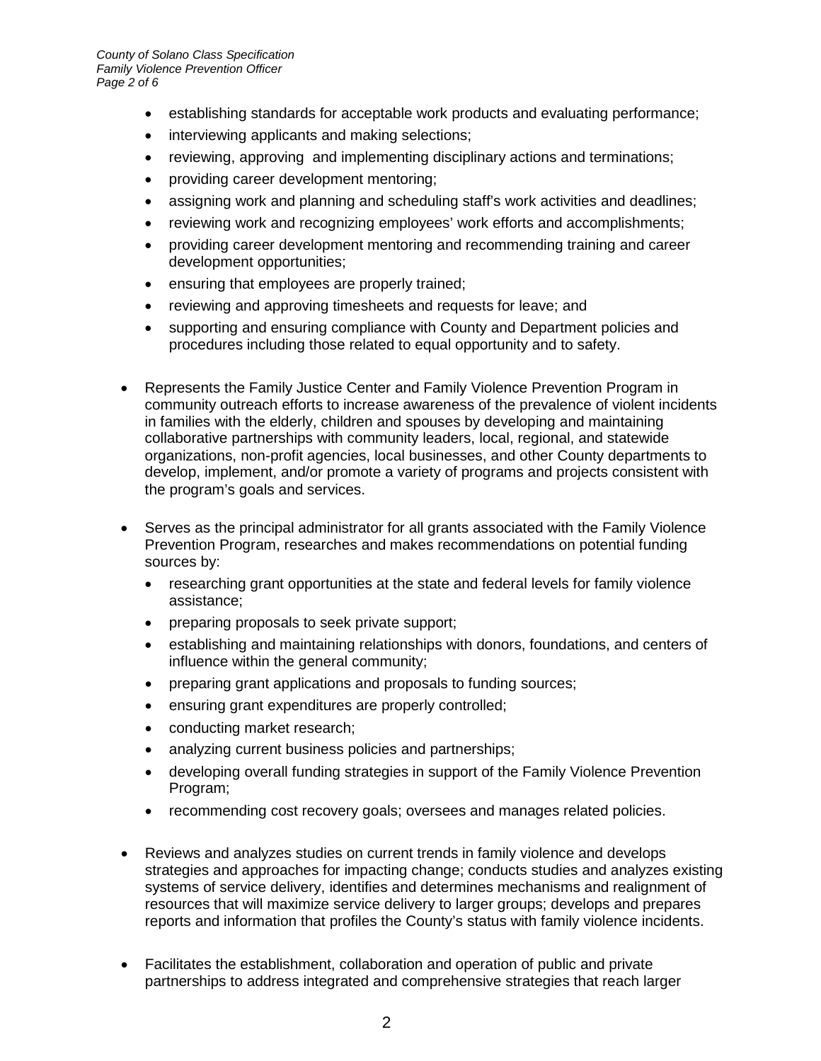- establishing standards for acceptable work products and evaluating performance;
- interviewing applicants and making selections;
- reviewing, approving and implementing disciplinary actions and terminations;
- providing career development mentoring;
- assigning work and planning and scheduling staff's work activities and deadlines;
- reviewing work and recognizing employees' work efforts and accomplishments;
- providing career development mentoring and recommending training and career development opportunities;
- ensuring that employees are properly trained;
- reviewing and approving timesheets and requests for leave; and
- supporting and ensuring compliance with County and Department policies and procedures including those related to equal opportunity and to safety.

- Represents the Family Justice Center and Family Violence Prevention Program in community outreach efforts to increase awareness of the prevalence of violent incidents in families with the elderly, children and spouses by developing and maintaining collaborative partnerships with community leaders, local, regional, and statewide organizations, non-profit agencies, local businesses, and other County departments to develop, implement, and/or promote a variety of programs and projects consistent with the program's goals and services.

- Serves as the principal administrator for all grants associated with the Family Violence Prevention Program, researches and makes recommendations on potential funding sources by:
  - researching grant opportunities at the state and federal levels for family violence assistance;
  - preparing proposals to seek private support;
  - establishing and maintaining relationships with donors, foundations, and centers of influence within the general community;
  - preparing grant applications and proposals to funding sources;
  - ensuring grant expenditures are properly controlled;
  - conducting market research;
  - analyzing current business policies and partnerships;
  - developing overall funding strategies in support of the Family Violence Prevention Program;
  - recommending cost recovery goals; oversees and manages related policies.

- Reviews and analyzes studies on current trends in family violence and develops strategies and approaches for impacting change; conducts studies and analyzes existing systems of service delivery, identifies and determines mechanisms and realignment of resources that will maximize service delivery to larger groups; develops and prepares reports and information that profiles the County's status with family violence incidents.

- Facilitates the establishment, collaboration and operation of public and private partnerships to address integrated and comprehensive strategies that reach larger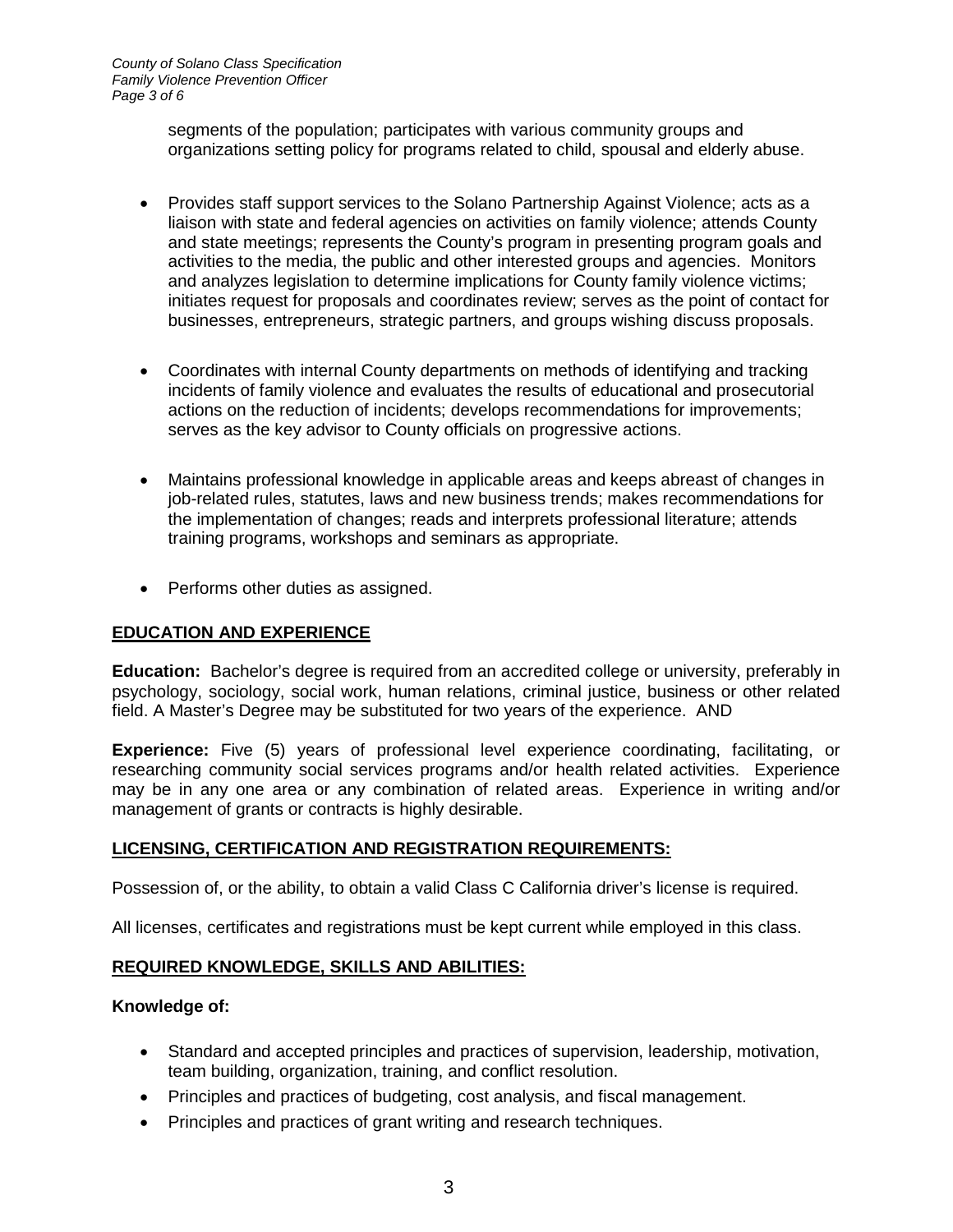segments of the population; participates with various community groups and organizations setting policy for programs related to child, spousal and elderly abuse.

- Provides staff support services to the Solano Partnership Against Violence; acts as a liaison with state and federal agencies on activities on family violence; attends County and state meetings; represents the County's program in presenting program goals and activities to the media, the public and other interested groups and agencies. Monitors and analyzes legislation to determine implications for County family violence victims; initiates request for proposals and coordinates review; serves as the point of contact for businesses, entrepreneurs, strategic partners, and groups wishing discuss proposals.

- Coordinates with internal County departments on methods of identifying and tracking incidents of family violence and evaluates the results of educational and prosecutorial actions on the reduction of incidents; develops recommendations for improvements; serves as the key advisor to County officials on progressive actions.

- Maintains professional knowledge in applicable areas and keeps abreast of changes in job-related rules, statutes, laws and new business trends; makes recommendations for the implementation of changes; reads and interprets professional literature; attends training programs, workshops and seminars as appropriate.

- Performs other duties as assigned.

## EDUCATION AND EXPERIENCE

**Education:** Bachelor's degree is required from an accredited college or university, preferably in psychology, sociology, social work, human relations, criminal justice, business or other related field. A Master's Degree may be substituted for two years of the experience. AND

**Experience:** Five (5) years of professional level experience coordinating, facilitating, or researching community social services programs and/or health related activities. Experience may be in any one area or any combination of related areas. Experience in writing and/or management of grants or contracts is highly desirable.

## LICENSING, CERTIFICATION AND REGISTRATION REQUIREMENTS:

Possession of, or the ability, to obtain a valid Class C California driver's license is required.

All licenses, certificates and registrations must be kept current while employed in this class.

## REQUIRED KNOWLEDGE, SKILLS AND ABILITIES:

**Knowledge of:**

- Standard and accepted principles and practices of supervision, leadership, motivation, team building, organization, training, and conflict resolution.
- Principles and practices of budgeting, cost analysis, and fiscal management.
- Principles and practices of grant writing and research techniques.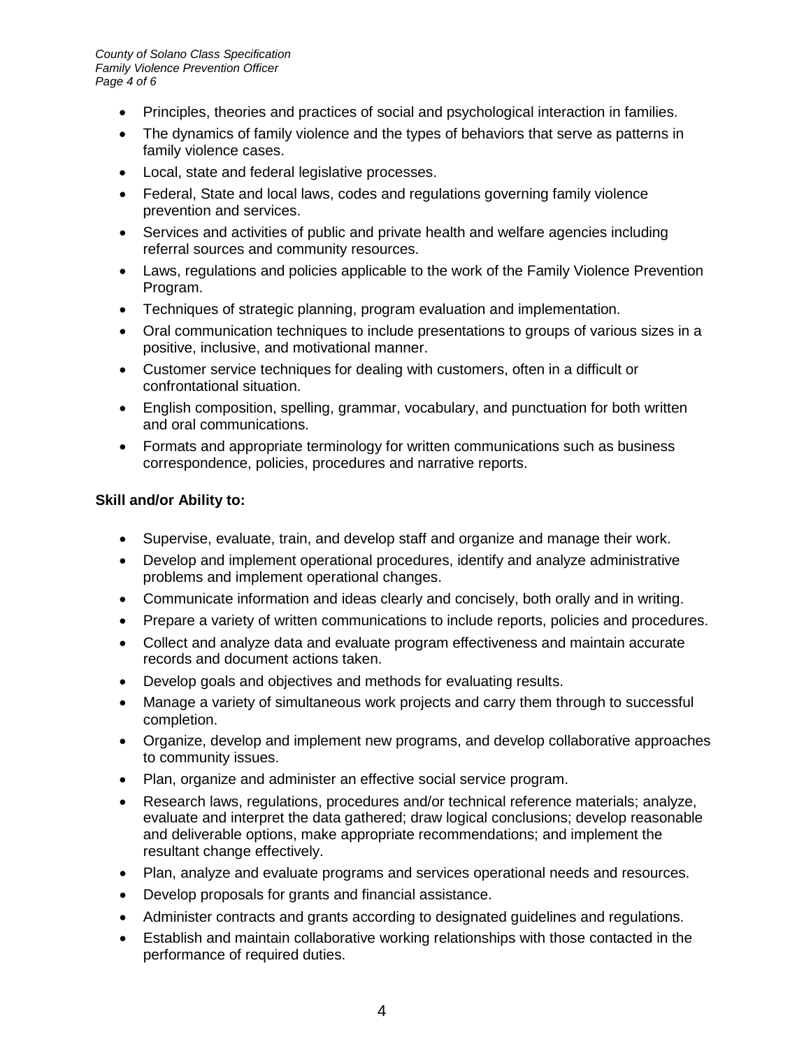- Principles, theories and practices of social and psychological interaction in families.
- The dynamics of family violence and the types of behaviors that serve as patterns in family violence cases.
- Local, state and federal legislative processes.
- Federal, State and local laws, codes and regulations governing family violence prevention and services.
- Services and activities of public and private health and welfare agencies including referral sources and community resources.
- Laws, regulations and policies applicable to the work of the Family Violence Prevention Program.
- Techniques of strategic planning, program evaluation and implementation.
- Oral communication techniques to include presentations to groups of various sizes in a positive, inclusive, and motivational manner.
- Customer service techniques for dealing with customers, often in a difficult or confrontational situation.
- English composition, spelling, grammar, vocabulary, and punctuation for both written and oral communications.
- Formats and appropriate terminology for written communications such as business correspondence, policies, procedures and narrative reports.

**Skill and/or Ability to:**

- Supervise, evaluate, train, and develop staff and organize and manage their work.
- Develop and implement operational procedures, identify and analyze administrative problems and implement operational changes.
- Communicate information and ideas clearly and concisely, both orally and in writing.
- Prepare a variety of written communications to include reports, policies and procedures.
- Collect and analyze data and evaluate program effectiveness and maintain accurate records and document actions taken.
- Develop goals and objectives and methods for evaluating results.
- Manage a variety of simultaneous work projects and carry them through to successful completion.
- Organize, develop and implement new programs, and develop collaborative approaches to community issues.
- Plan, organize and administer an effective social service program.
- Research laws, regulations, procedures and/or technical reference materials; analyze, evaluate and interpret the data gathered; draw logical conclusions; develop reasonable and deliverable options, make appropriate recommendations; and implement the resultant change effectively.
- Plan, analyze and evaluate programs and services operational needs and resources.
- Develop proposals for grants and financial assistance.
- Administer contracts and grants according to designated guidelines and regulations.
- Establish and maintain collaborative working relationships with those contacted in the performance of required duties.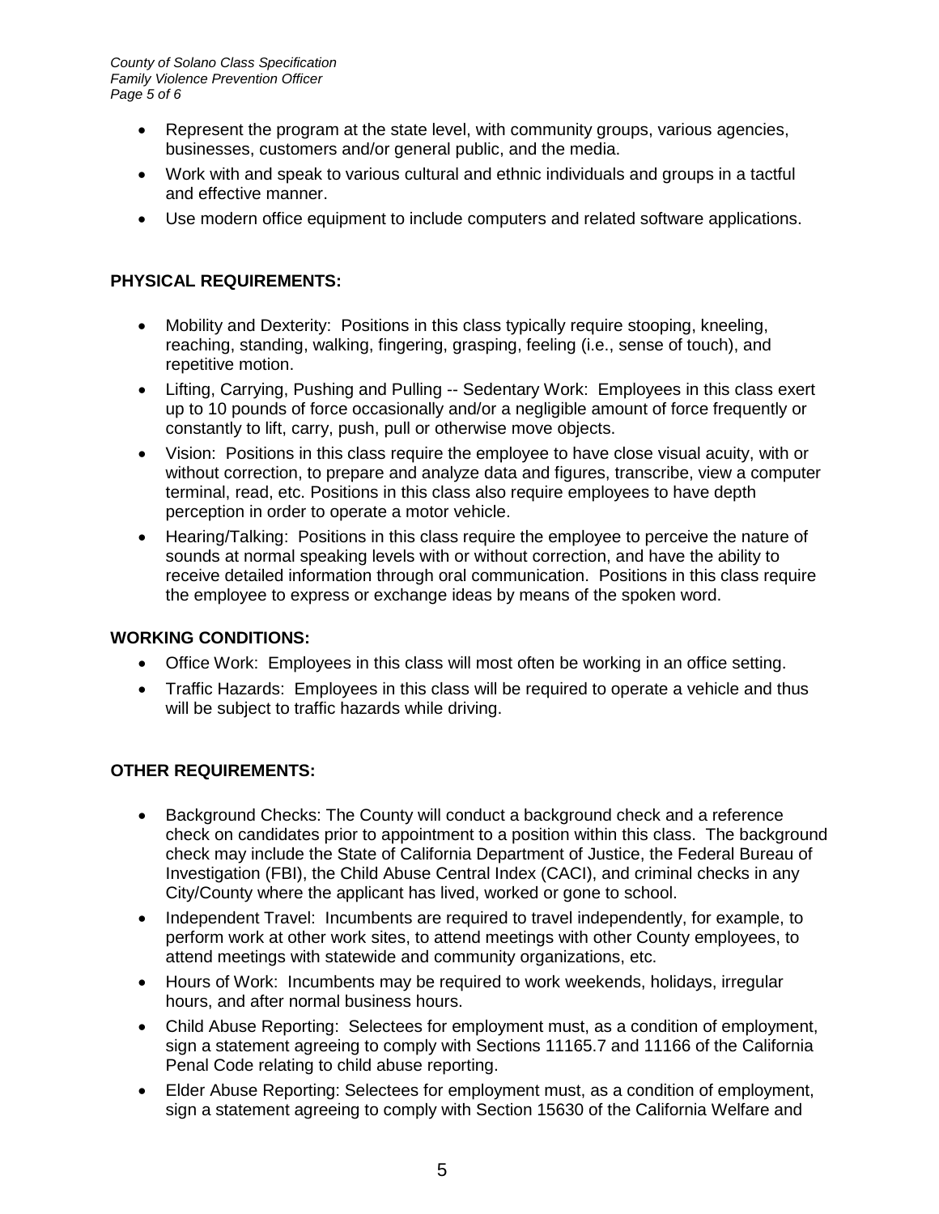- Represent the program at the state level, with community groups, various agencies, businesses, customers and/or general public, and the media.
- Work with and speak to various cultural and ethnic individuals and groups in a tactful and effective manner.
- Use modern office equipment to include computers and related software applications.

## PHYSICAL REQUIREMENTS:

- Mobility and Dexterity: Positions in this class typically require stooping, kneeling, reaching, standing, walking, fingering, grasping, feeling (i.e., sense of touch), and repetitive motion.
- Lifting, Carrying, Pushing and Pulling -- Sedentary Work: Employees in this class exert up to 10 pounds of force occasionally and/or a negligible amount of force frequently or constantly to lift, carry, push, pull or otherwise move objects.
- Vision: Positions in this class require the employee to have close visual acuity, with or without correction, to prepare and analyze data and figures, transcribe, view a computer terminal, read, etc. Positions in this class also require employees to have depth perception in order to operate a motor vehicle.
- Hearing/Talking: Positions in this class require the employee to perceive the nature of sounds at normal speaking levels with or without correction, and have the ability to receive detailed information through oral communication. Positions in this class require the employee to express or exchange ideas by means of the spoken word.

## WORKING CONDITIONS:

- Office Work: Employees in this class will most often be working in an office setting.
- Traffic Hazards: Employees in this class will be required to operate a vehicle and thus will be subject to traffic hazards while driving.

## OTHER REQUIREMENTS:

- Background Checks: The County will conduct a background check and a reference check on candidates prior to appointment to a position within this class. The background check may include the State of California Department of Justice, the Federal Bureau of Investigation (FBI), the Child Abuse Central Index (CACI), and criminal checks in any City/County where the applicant has lived, worked or gone to school.
- Independent Travel: Incumbents are required to travel independently, for example, to perform work at other work sites, to attend meetings with other County employees, to attend meetings with statewide and community organizations, etc.
- Hours of Work: Incumbents may be required to work weekends, holidays, irregular hours, and after normal business hours.
- Child Abuse Reporting: Selectees for employment must, as a condition of employment, sign a statement agreeing to comply with Sections 11165.7 and 11166 of the California Penal Code relating to child abuse reporting.
- Elder Abuse Reporting: Selectees for employment must, as a condition of employment, sign a statement agreeing to comply with Section 15630 of the California Welfare and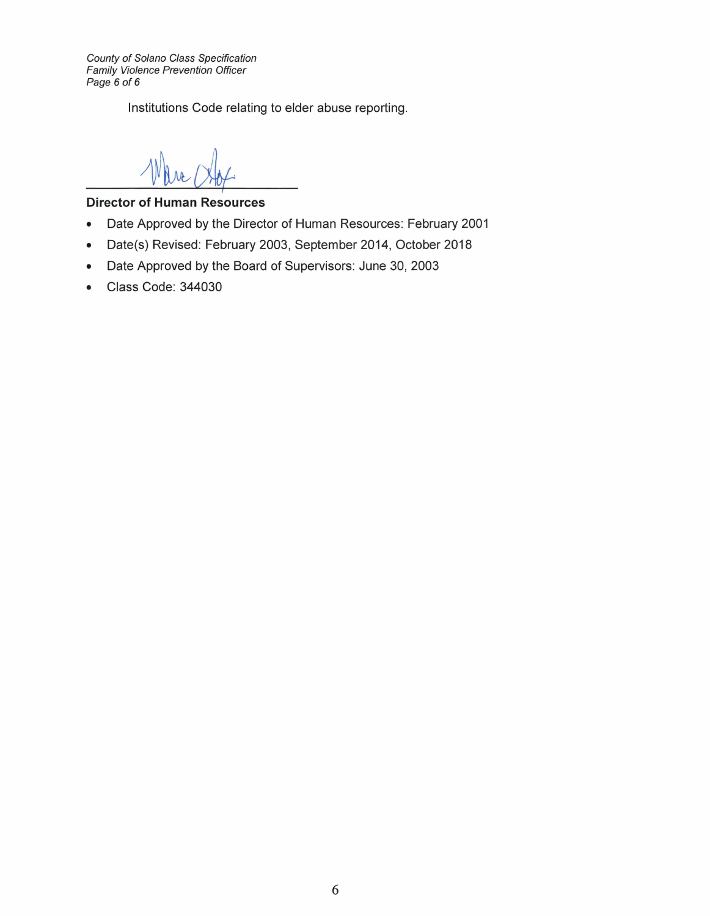Institutions Code relating to elder abuse reporting.

**Director of Human Resources**

- Date Approved by the Director of Human Resources: February 2001
- Date(s) Revised: February 2003, September 2014, October 2018
- Date Approved by the Board of Supervisors: June 30, 2003
- Class Code: 344030